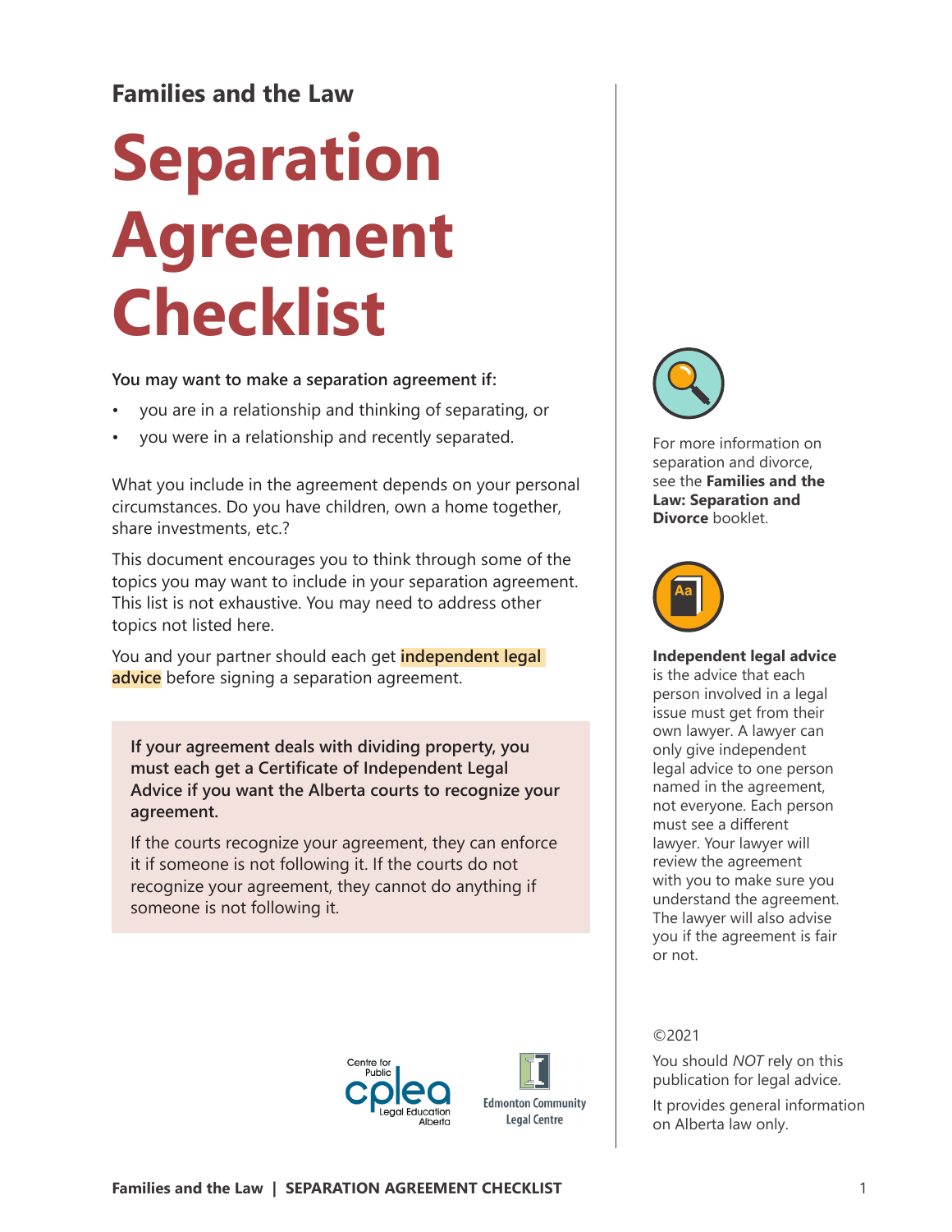**Families and the Law**

# Separation Agreement Checklist

**You may want to make a separation agreement if:**

- you are in a relationship and thinking of separating, or
- you were in a relationship and recently separated.

What you include in the agreement depends on your personal circumstances. Do you have children, own a home together, share investments, etc.?

This document encourages you to think through some of the topics you may want to include in your separation agreement. This list is not exhaustive. You may need to address other topics not listed here.

You and your partner should each get **independent legal advice** before signing a separation agreement.

**If your agreement deals with dividing property, you must each get a Certificate of Independent Legal Advice if you want the Alberta courts to recognize your agreement.**

If the courts recognize your agreement, they can enforce it if someone is not following it. If the courts do not recognize your agreement, they cannot do anything if someone is not following it.

For more information on separation and divorce, see the **Families and the Law: Separation and Divorce** booklet.

**Independent legal advice** is the advice that each person involved in a legal issue must get from their own lawyer. A lawyer can only give independent legal advice to one person named in the agreement, not everyone. Each person must see a different lawyer. Your lawyer will review the agreement with you to make sure you understand the agreement. The lawyer will also advise you if the agreement is fair or not.

Centre for Public Legal Education Alberta (cplea)

Edmonton Community Legal Centre

©2021

You should *NOT* rely on this publication for legal advice.

It provides general information on Alberta law only.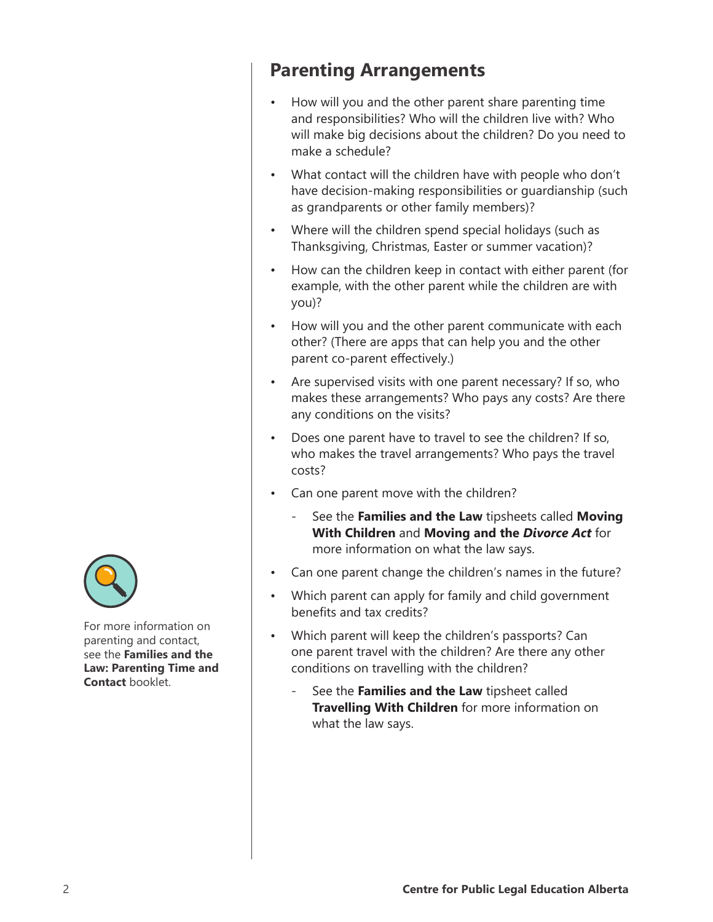## Parenting Arrangements

- How will you and the other parent share parenting time and responsibilities? Who will the children live with? Who will make big decisions about the children? Do you need to make a schedule?
- What contact will the children have with people who don't have decision-making responsibilities or guardianship (such as grandparents or other family members)?
- Where will the children spend special holidays (such as Thanksgiving, Christmas, Easter or summer vacation)?
- How can the children keep in contact with either parent (for example, with the other parent while the children are with you)?
- How will you and the other parent communicate with each other? (There are apps that can help you and the other parent co-parent effectively.)
- Are supervised visits with one parent necessary? If so, who makes these arrangements? Who pays any costs? Are there any conditions on the visits?
- Does one parent have to travel to see the children? If so, who makes the travel arrangements? Who pays the travel costs?
- Can one parent move with the children?
  - See the **Families and the Law** tipsheets called **Moving With Children** and **Moving and the *Divorce Act*** for more information on what the law says.
- Can one parent change the children's names in the future?
- Which parent can apply for family and child government benefits and tax credits?
- Which parent will keep the children's passports? Can one parent travel with the children? Are there any other conditions on travelling with the children?
  - See the **Families and the Law** tipsheet called **Travelling With Children** for more information on what the law says.

For more information on parenting and contact, see the **Families and the Law: Parenting Time and Contact** booklet.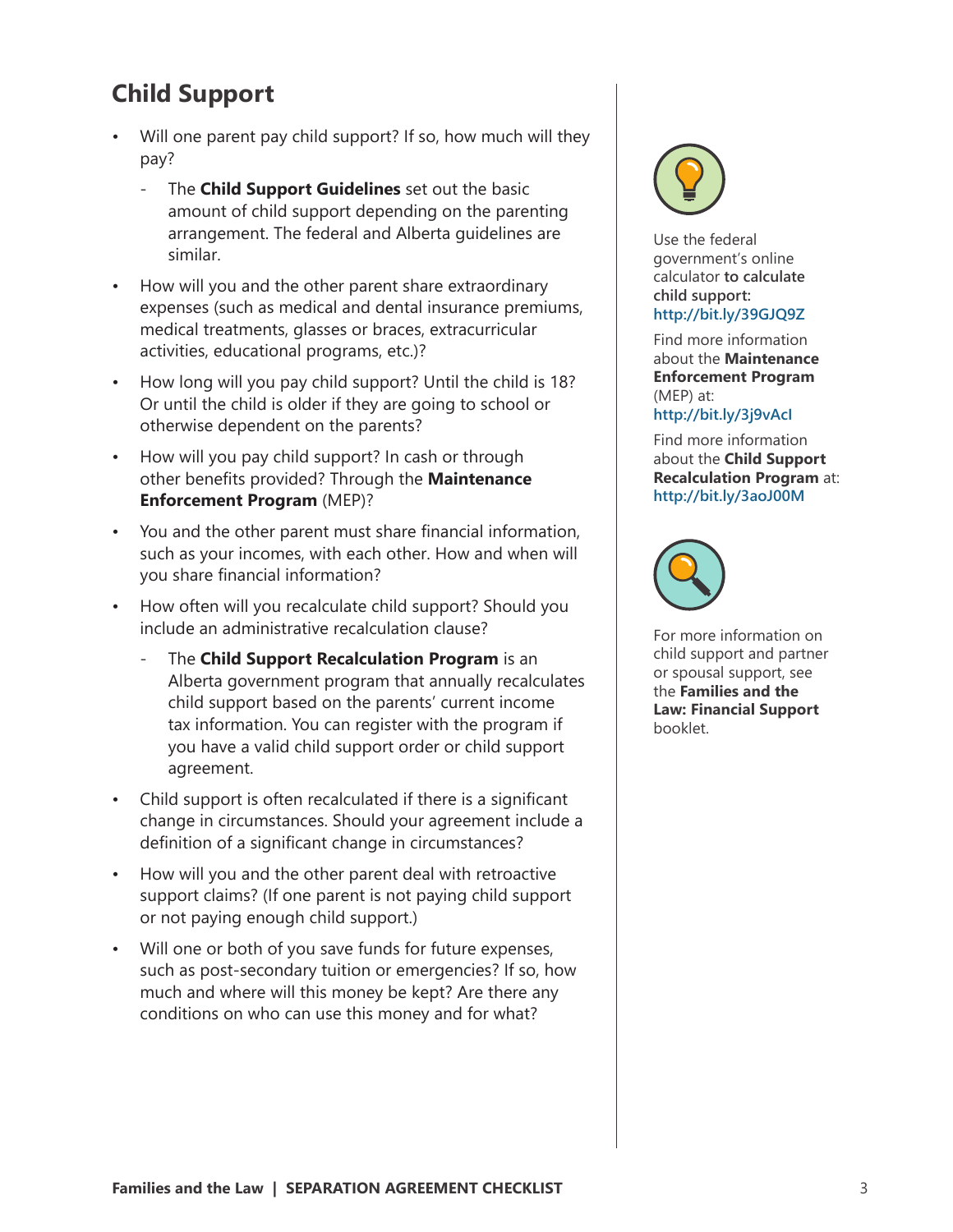## Child Support

- Will one parent pay child support? If so, how much will they pay?
  - The **Child Support Guidelines** set out the basic amount of child support depending on the parenting arrangement. The federal and Alberta guidelines are similar.
- How will you and the other parent share extraordinary expenses (such as medical and dental insurance premiums, medical treatments, glasses or braces, extracurricular activities, educational programs, etc.)?
- How long will you pay child support? Until the child is 18? Or until the child is older if they are going to school or otherwise dependent on the parents?
- How will you pay child support? In cash or through other benefits provided? Through the **Maintenance Enforcement Program** (MEP)?
- You and the other parent must share financial information, such as your incomes, with each other. How and when will you share financial information?
- How often will you recalculate child support? Should you include an administrative recalculation clause?
  - The **Child Support Recalculation Program** is an Alberta government program that annually recalculates child support based on the parents' current income tax information. You can register with the program if you have a valid child support order or child support agreement.
- Child support is often recalculated if there is a significant change in circumstances. Should your agreement include a definition of a significant change in circumstances?
- How will you and the other parent deal with retroactive support claims? (If one parent is not paying child support or not paying enough child support.)
- Will one or both of you save funds for future expenses, such as post-secondary tuition or emergencies? If so, how much and where will this money be kept? Are there any conditions on who can use this money and for what?

Use the federal government's online calculator **to calculate child support:** http://bit.ly/39GJQ9Z

Find more information about the **Maintenance Enforcement Program** (MEP) at: http://bit.ly/3j9vAcI

Find more information about the **Child Support Recalculation Program** at: http://bit.ly/3aoJ00M

For more information on child support and partner or spousal support, see the **Families and the Law: Financial Support** booklet.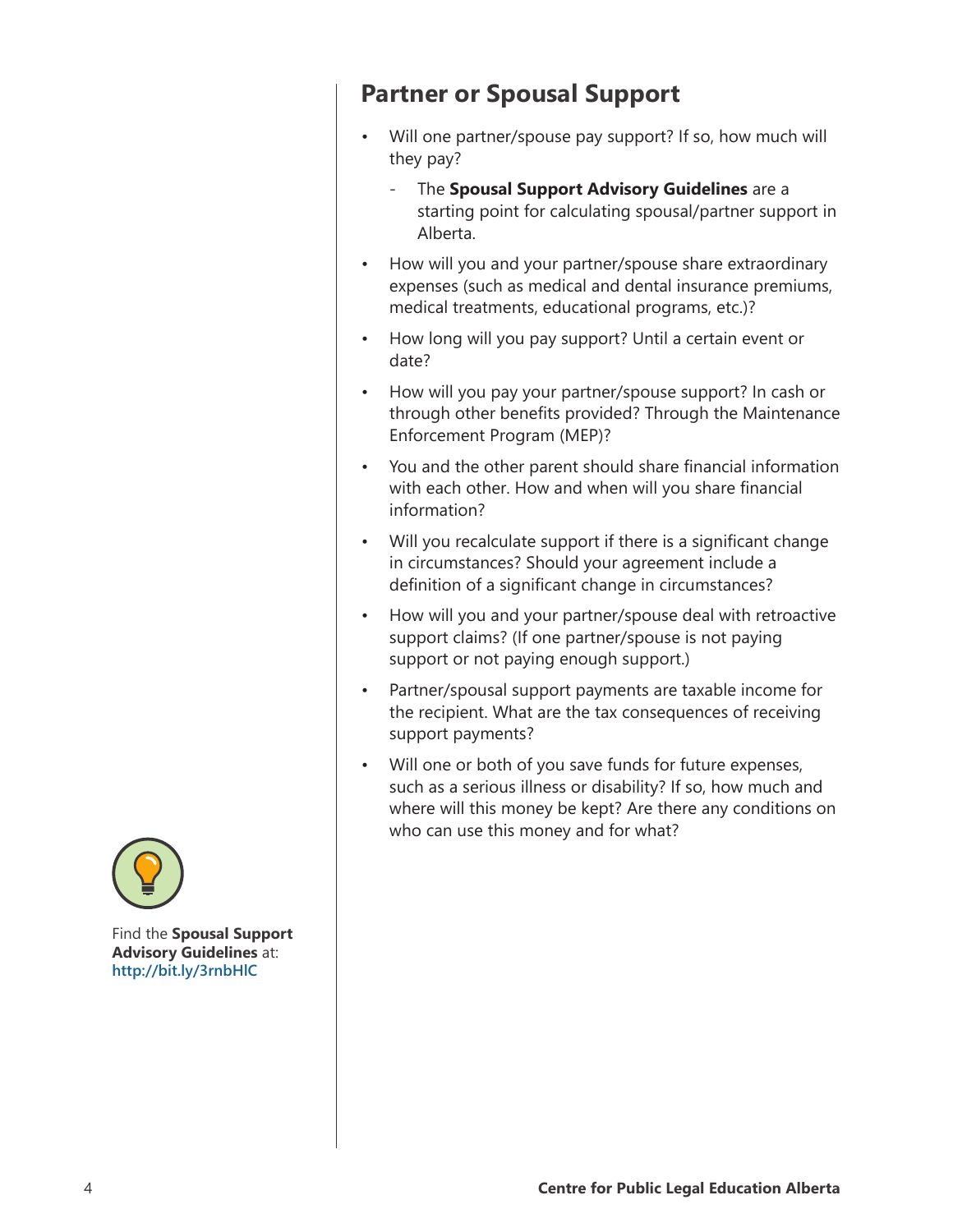## Partner or Spousal Support

- Will one partner/spouse pay support? If so, how much will they pay?
  - The **Spousal Support Advisory Guidelines** are a starting point for calculating spousal/partner support in Alberta.
- How will you and your partner/spouse share extraordinary expenses (such as medical and dental insurance premiums, medical treatments, educational programs, etc.)?
- How long will you pay support? Until a certain event or date?
- How will you pay your partner/spouse support? In cash or through other benefits provided? Through the Maintenance Enforcement Program (MEP)?
- You and the other parent should share financial information with each other. How and when will you share financial information?
- Will you recalculate support if there is a significant change in circumstances? Should your agreement include a definition of a significant change in circumstances?
- How will you and your partner/spouse deal with retroactive support claims? (If one partner/spouse is not paying support or not paying enough support.)
- Partner/spousal support payments are taxable income for the recipient. What are the tax consequences of receiving support payments?
- Will one or both of you save funds for future expenses, such as a serious illness or disability? If so, how much and where will this money be kept? Are there any conditions on who can use this money and for what?

Find the **Spousal Support Advisory Guidelines** at: http://bit.ly/3rnbHlC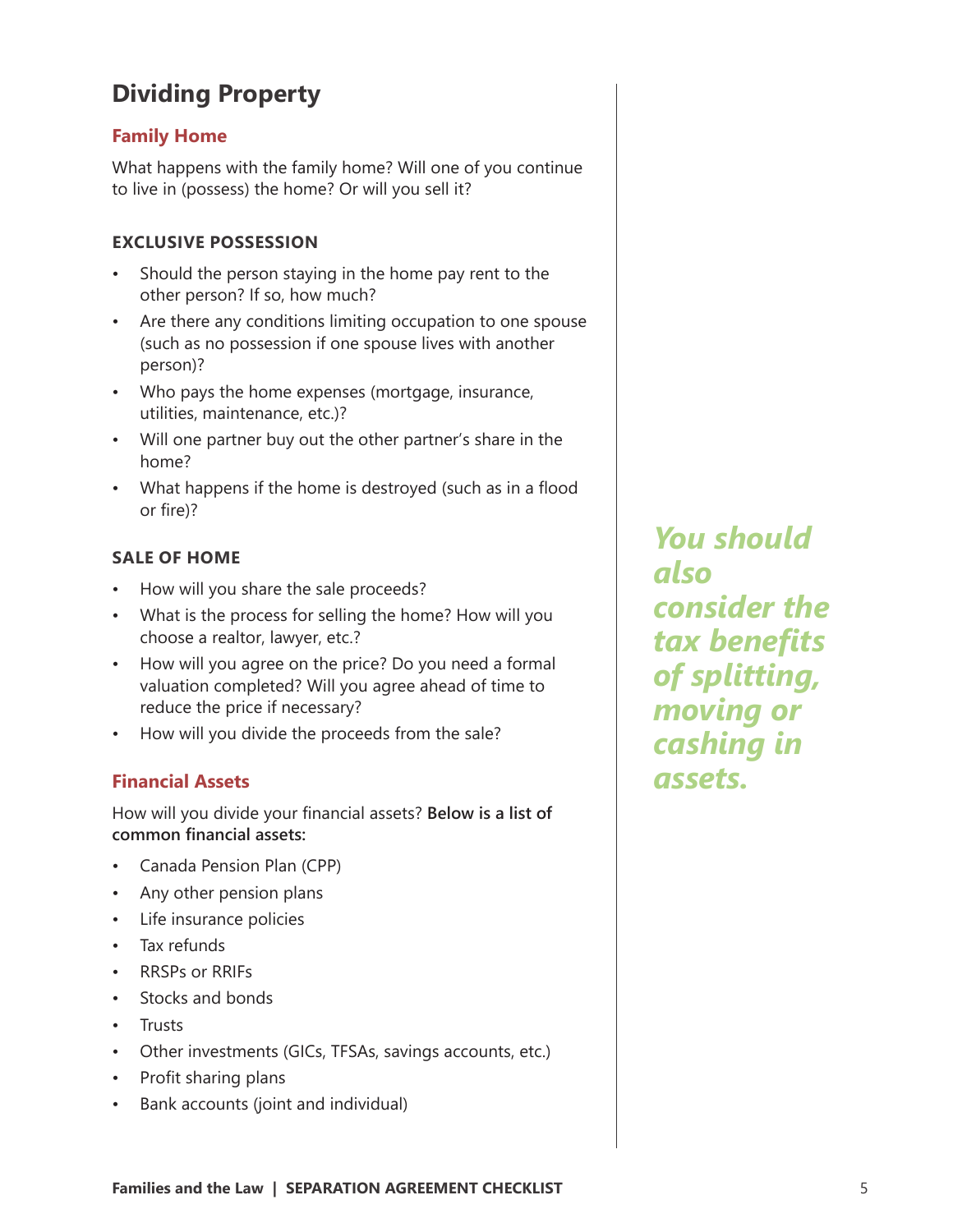# Dividing Property

## Family Home

What happens with the family home? Will one of you continue to live in (possess) the home? Or will you sell it?

### EXCLUSIVE POSSESSION

- Should the person staying in the home pay rent to the other person? If so, how much?
- Are there any conditions limiting occupation to one spouse (such as no possession if one spouse lives with another person)?
- Who pays the home expenses (mortgage, insurance, utilities, maintenance, etc.)?
- Will one partner buy out the other partner's share in the home?
- What happens if the home is destroyed (such as in a flood or fire)?

### SALE OF HOME

- How will you share the sale proceeds?
- What is the process for selling the home? How will you choose a realtor, lawyer, etc.?
- How will you agree on the price? Do you need a formal valuation completed? Will you agree ahead of time to reduce the price if necessary?
- How will you divide the proceeds from the sale?

## Financial Assets

How will you divide your financial assets? **Below is a list of common financial assets:**

- Canada Pension Plan (CPP)
- Any other pension plans
- Life insurance policies
- Tax refunds
- RRSPs or RRIFs
- Stocks and bonds
- Trusts
- Other investments (GICs, TFSAs, savings accounts, etc.)
- Profit sharing plans
- Bank accounts (joint and individual)

***You should also consider the tax benefits of splitting, moving or cashing in assets.***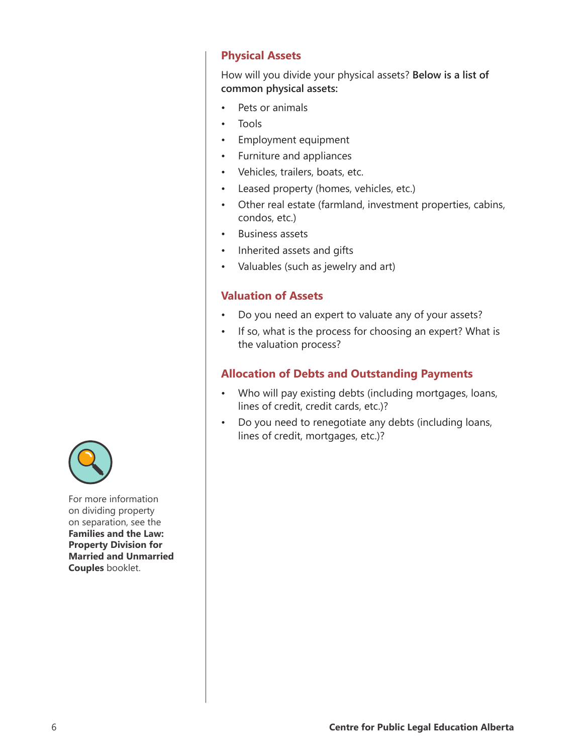## Physical Assets

How will you divide your physical assets? **Below is a list of common physical assets:**

- Pets or animals
- Tools
- Employment equipment
- Furniture and appliances
- Vehicles, trailers, boats, etc.
- Leased property (homes, vehicles, etc.)
- Other real estate (farmland, investment properties, cabins, condos, etc.)
- Business assets
- Inherited assets and gifts
- Valuables (such as jewelry and art)

## Valuation of Assets

- Do you need an expert to valuate any of your assets?
- If so, what is the process for choosing an expert? What is the valuation process?

## Allocation of Debts and Outstanding Payments

- Who will pay existing debts (including mortgages, loans, lines of credit, credit cards, etc.)?
- Do you need to renegotiate any debts (including loans, lines of credit, mortgages, etc.)?

For more information on dividing property on separation, see the **Families and the Law: Property Division for Married and Unmarried Couples** booklet.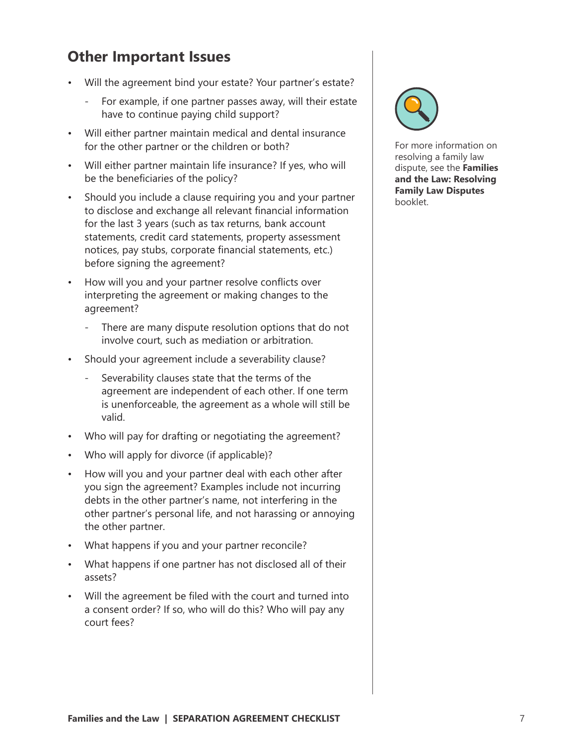## Other Important Issues

- Will the agreement bind your estate? Your partner's estate?
  - For example, if one partner passes away, will their estate have to continue paying child support?
- Will either partner maintain medical and dental insurance for the other partner or the children or both?
- Will either partner maintain life insurance? If yes, who will be the beneficiaries of the policy?
- Should you include a clause requiring you and your partner to disclose and exchange all relevant financial information for the last 3 years (such as tax returns, bank account statements, credit card statements, property assessment notices, pay stubs, corporate financial statements, etc.) before signing the agreement?
- How will you and your partner resolve conflicts over interpreting the agreement or making changes to the agreement?
  - There are many dispute resolution options that do not involve court, such as mediation or arbitration.
- Should your agreement include a severability clause?
  - Severability clauses state that the terms of the agreement are independent of each other. If one term is unenforceable, the agreement as a whole will still be valid.
- Who will pay for drafting or negotiating the agreement?
- Who will apply for divorce (if applicable)?
- How will you and your partner deal with each other after you sign the agreement? Examples include not incurring debts in the other partner's name, not interfering in the other partner's personal life, and not harassing or annoying the other partner.
- What happens if you and your partner reconcile?
- What happens if one partner has not disclosed all of their assets?
- Will the agreement be filed with the court and turned into a consent order? If so, who will do this? Who will pay any court fees?

For more information on resolving a family law dispute, see the **Families and the Law: Resolving Family Law Disputes** booklet.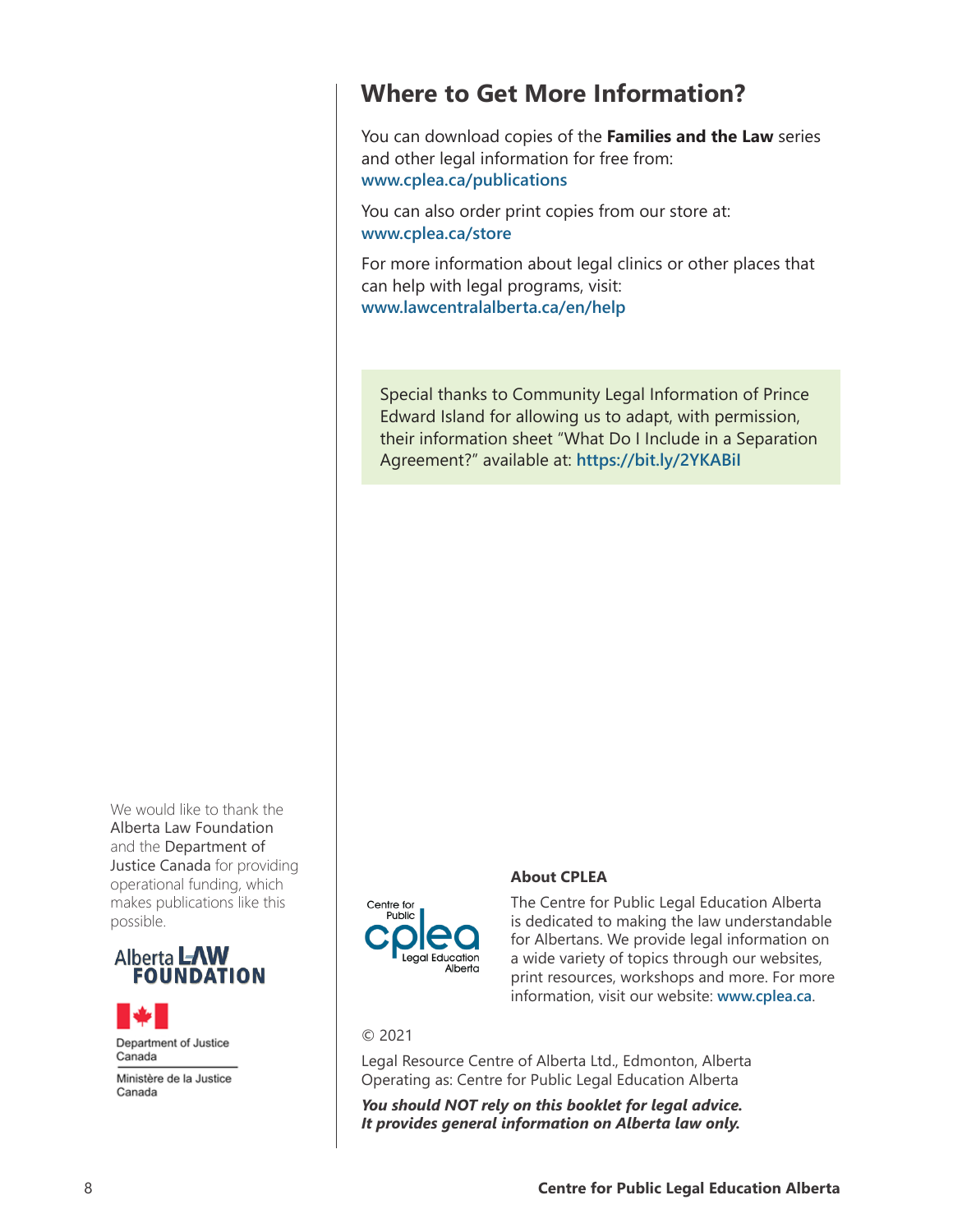## Where to Get More Information?

You can download copies of the **Families and the Law** series and other legal information for free from: **www.cplea.ca/publications**

You can also order print copies from our store at: **www.cplea.ca/store**

For more information about legal clinics or other places that can help with legal programs, visit: **www.lawcentralalberta.ca/en/help**

Special thanks to Community Legal Information of Prince Edward Island for allowing us to adapt, with permission, their information sheet "What Do I Include in a Separation Agreement?" available at: **https://bit.ly/2YKABiI**

We would like to thank the Alberta Law Foundation and the Department of Justice Canada for providing operational funding, which makes publications like this possible.

Alberta LAW FOUNDATION

Department of Justice Canada

Ministère de la Justice Canada

### About CPLEA

The Centre for Public Legal Education Alberta is dedicated to making the law understandable for Albertans. We provide legal information on a wide variety of topics through our websites, print resources, workshops and more. For more information, visit our website: **www.cplea.ca**.

© 2021

Legal Resource Centre of Alberta Ltd., Edmonton, Alberta
Operating as: Centre for Public Legal Education Alberta

***You should NOT rely on this booklet for legal advice. It provides general information on Alberta law only.***